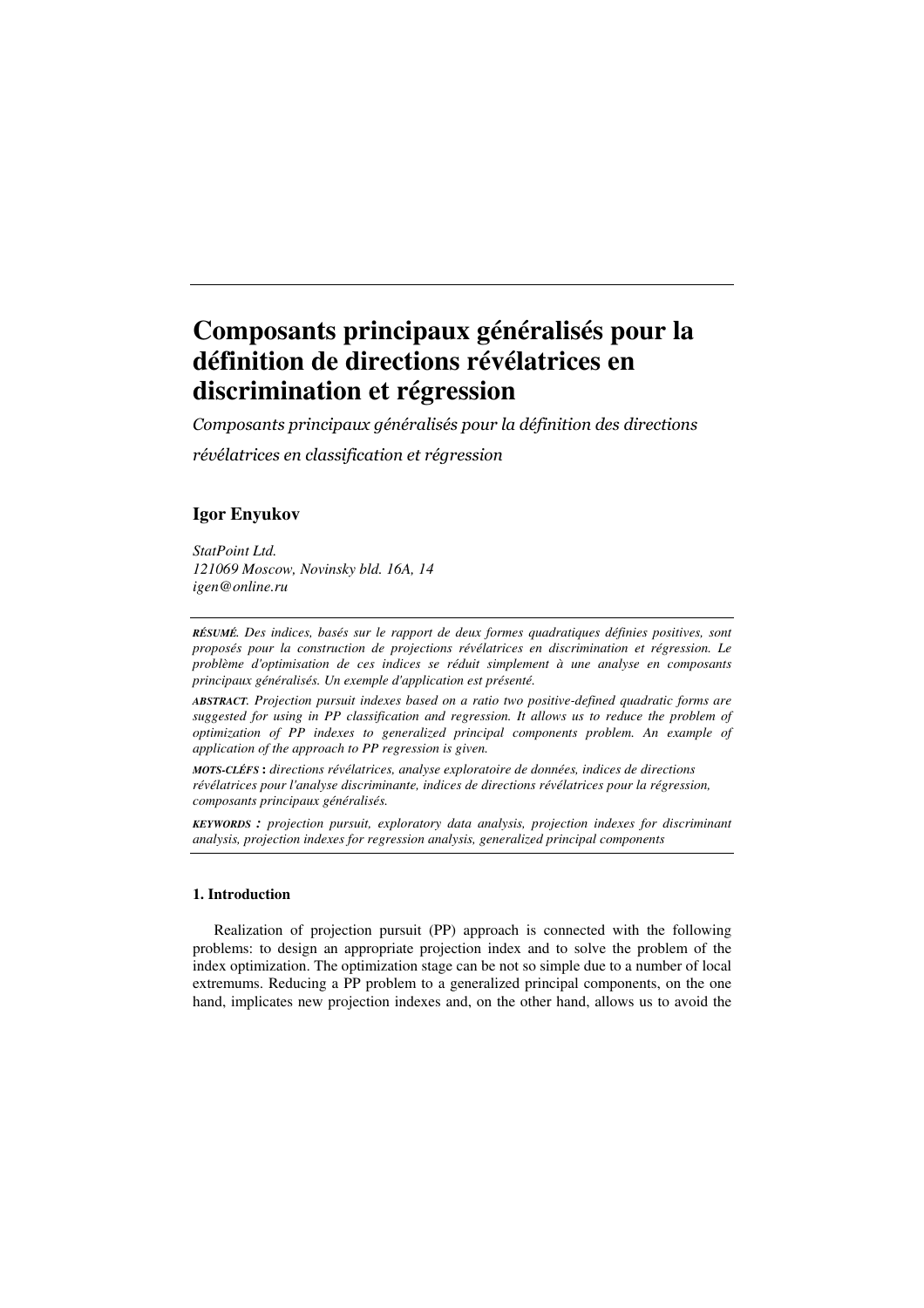# Composants principaux généralisés pour la définition de directions révélatrices en discrimination et régression

*Composants principaux généralisés pour la définition des directions révélatrices en classification et régression*

**Igor Enyukov**

*StatPoint Ltd.*
*121069 Moscow, Novinsky bld. 16A, 14*
*igen@online.ru*

***RÉSUMÉ.*** *Des indices, basés sur le rapport de deux formes quadratiques définies positives, sont proposés pour la construction de projections révélatrices en discrimination et régression. Le problème d'optimisation de ces indices se réduit simplement à une analyse en composants principaux généralisés. Un exemple d'application est présenté.*

***ABSTRACT.*** *Projection pursuit indexes based on a ratio two positive-defined quadratic forms are suggested for using in PP classification and regression. It allows us to reduce the problem of optimization of PP indexes to generalized principal components problem. An example of application of the approach to PP regression is given.*

***MOTS-CLÉFS*** **:** *directions révélatrices, analyse exploratoire de données, indices de directions révélatrices pour l'analyse discriminante, indices de directions révélatrices pour la régression, composants principaux généralisés.*

***KEYWORDS*** **:** *projection pursuit, exploratory data analysis, projection indexes for discriminant analysis, projection indexes for regression analysis, generalized principal components*

## 1. Introduction

Realization of projection pursuit (PP) approach is connected with the following problems: to design an appropriate projection index and to solve the problem of the index optimization. The optimization stage can be not so simple due to a number of local extremums. Reducing a PP problem to a generalized principal components, on the one hand, implicates new projection indexes and, on the other hand, allows us to avoid the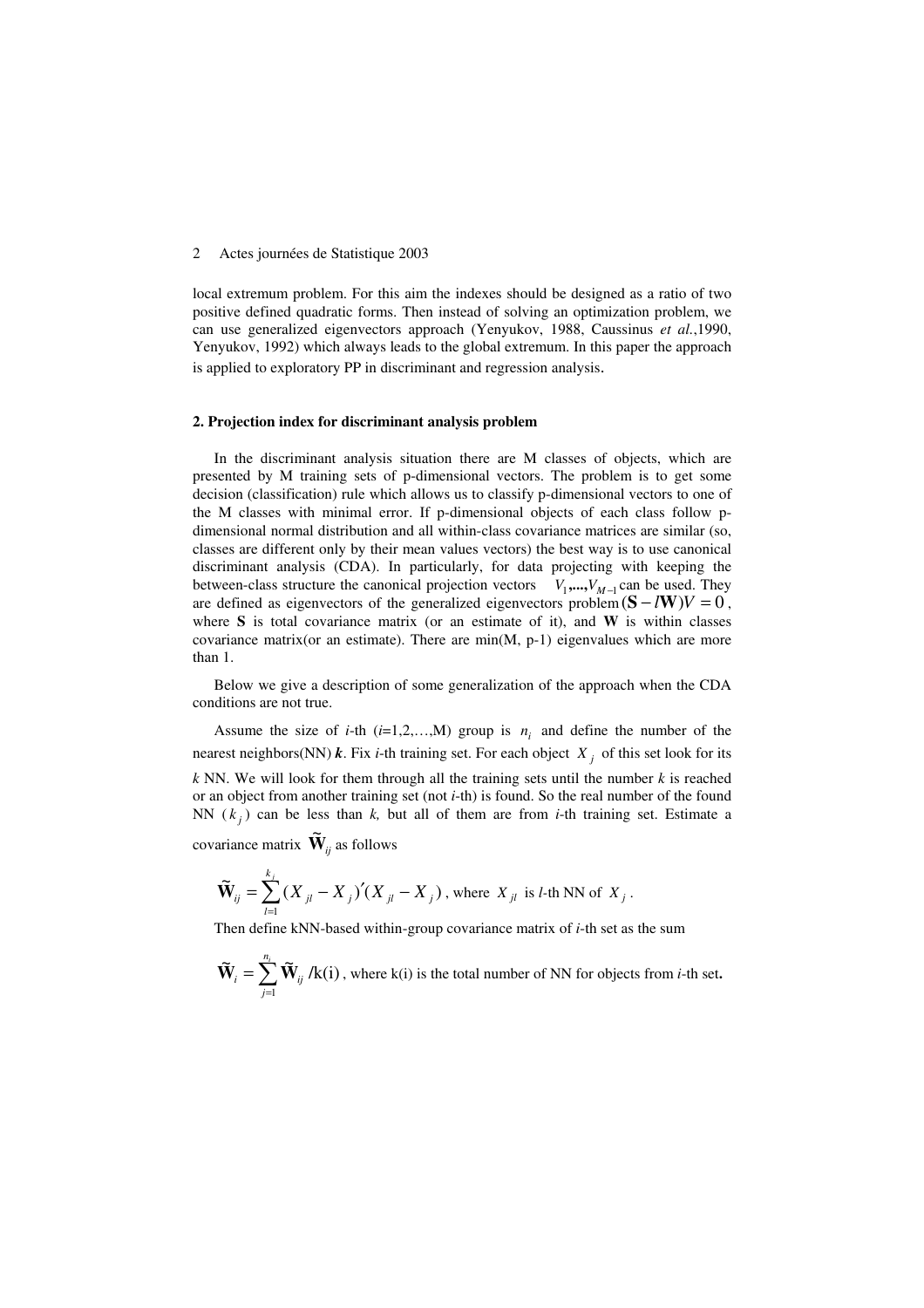local extremum problem. For this aim the indexes should be designed as a ratio of two positive defined quadratic forms. Then instead of solving an optimization problem, we can use generalized eigenvectors approach (Yenyukov, 1988, Caussinus *et al.*,1990, Yenyukov, 1992) which always leads to the global extremum. In this paper the approach is applied to exploratory PP in discriminant and regression analysis.

## 2. Projection index for discriminant analysis problem

In the discriminant analysis situation there are M classes of objects, which are presented by M training sets of p-dimensional vectors. The problem is to get some decision (classification) rule which allows us to classify p-dimensional vectors to one of the M classes with minimal error. If p-dimensional objects of each class follow p-dimensional normal distribution and all within-class covariance matrices are similar (so, classes are different only by their mean values vectors) the best way is to use canonical discriminant analysis (CDA). In particular, for data projecting with keeping the between-class structure the canonical projection vectors $V_1,...,V_{M-1}$ can be used. They are defined as eigenvectors of the generalized eigenvectors problem $(\mathbf{S} - l\mathbf{W})V = 0$, where **S** is total covariance matrix (or an estimate of it), and **W** is within classes covariance matrix(or an estimate). There are min(M, p-1) eigenvalues which are more than 1.

Below we give a description of some generalization of the approach when the CDA conditions are not true.

Assume the size of *i*-th (*i*=1,2,…,M) group is $n_i$ and define the number of the nearest neighbors(NN) ***k***. Fix *i*-th training set. For each object $X_j$ of this set look for its *k* NN. We will look for them through all the training sets until the number *k* is reached or an object from another training set (not *i*-th) is found. So the real number of the found NN ($k_j$) can be less than *k,* but all of them are from *i*-th training set. Estimate a covariance matrix $\tilde{\mathbf{W}}_{ij}$ as follows

$$\tilde{\mathbf{W}}_{ij} = \sum_{l=1}^{k_j} (X_{jl} - X_j)'(X_{jl} - X_j)$$, where $X_{jl}$ is *l*-th NN of $X_j$.

Then define kNN-based within-group covariance matrix of *i*-th set as the sum

$$\tilde{\mathbf{W}}_i = \sum_{j=1}^{n_i} \tilde{\mathbf{W}}_{ij} / \mathrm{k(i)}$$, where k(i) is the total number of NN for objects from *i*-th set**.**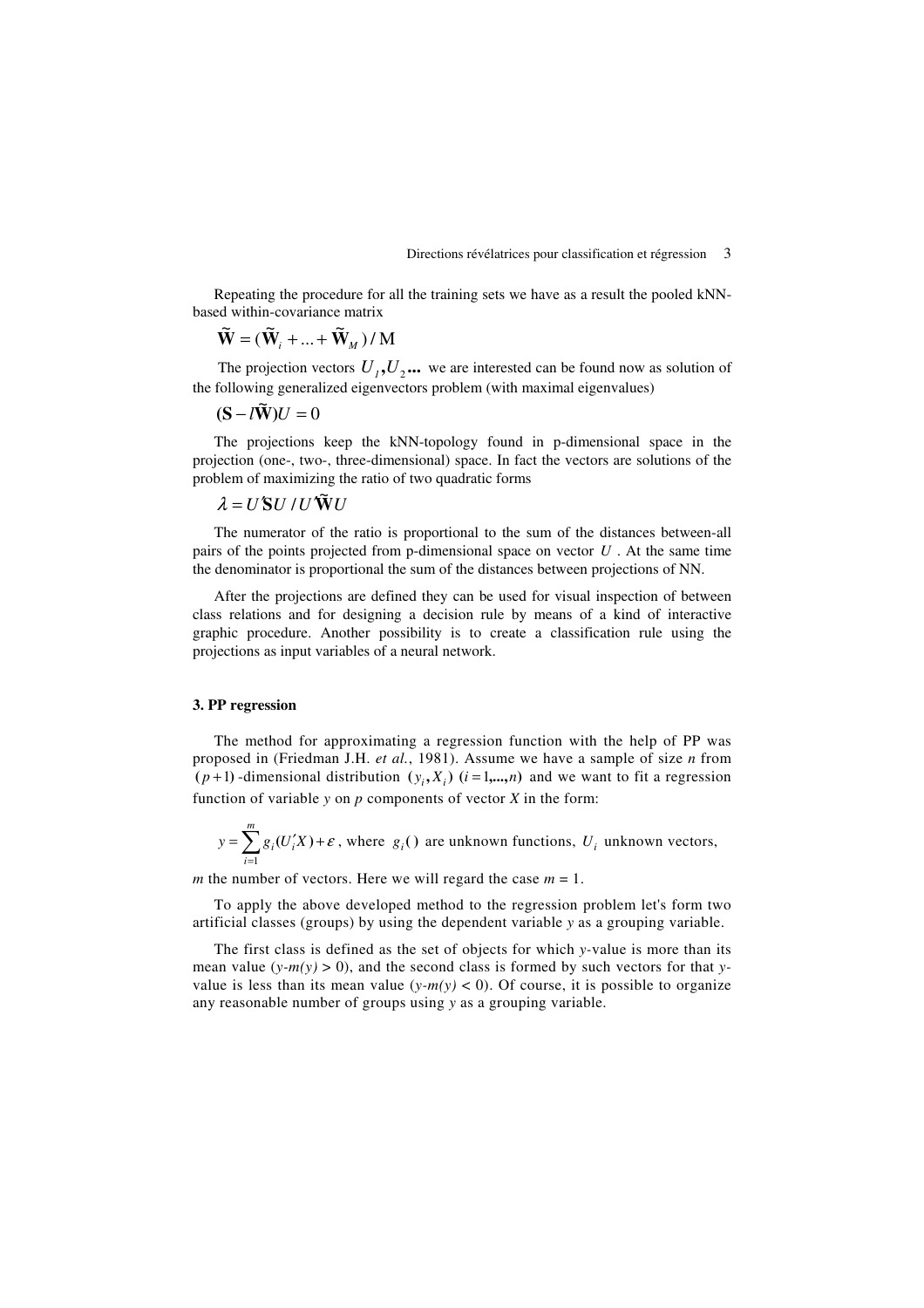Repeating the procedure for all the training sets we have as a result the pooled kNN-based within-covariance matrix

$$\tilde{\mathbf{W}} = (\tilde{\mathbf{W}}_i + ... + \tilde{\mathbf{W}}_M) / \mathrm{M}$$

The projection vectors $U_1, U_2 ...$ we are interested can be found now as solution of the following generalized eigenvectors problem (with maximal eigenvalues)

$$(\mathbf{S} - l\tilde{\mathbf{W}})U = 0$$

The projections keep the kNN-topology found in p-dimensional space in the projection (one-, two-, three-dimensional) space. In fact the vectors are solutions of the problem of maximizing the ratio of two quadratic forms

$$\lambda = U'\mathbf{S}U / U'\tilde{\mathbf{W}}U$$

The numerator of the ratio is proportional to the sum of the distances between-all pairs of the points projected from p-dimensional space on vector $U$. At the same time the denominator is proportional the sum of the distances between projections of NN.

After the projections are defined they can be used for visual inspection of between class relations and for designing a decision rule by means of a kind of interactive graphic procedure. Another possibility is to create a classification rule using the projections as input variables of a neural network.

### 3. PP regression

The method for approximating a regression function with the help of PP was proposed in (Friedman J.H. *et al.*, 1981). Assume we have a sample of size *n* from $(p+1)$-dimensional distribution $(y_i, X_i)$ $(i = 1,...,n)$ and we want to fit a regression function of variable *y* on *p* components of vector *X* in the form:

$y = \sum_{i=1}^{m} g_i(U_i'X) + \varepsilon$, where $g_i()$ are unknown functions, $U_i$ unknown vectors, *m* the number of vectors. Here we will regard the case *m* = 1.

To apply the above developed method to the regression problem let's form two artificial classes (groups) by using the dependent variable *y* as a grouping variable.

The first class is defined as the set of objects for which *y*-value is more than its mean value ($y-m(y) > 0$), and the second class is formed by such vectors for that *y*-value is less than its mean value ($y-m(y) < 0$). Of course, it is possible to organize any reasonable number of groups using *y* as a grouping variable.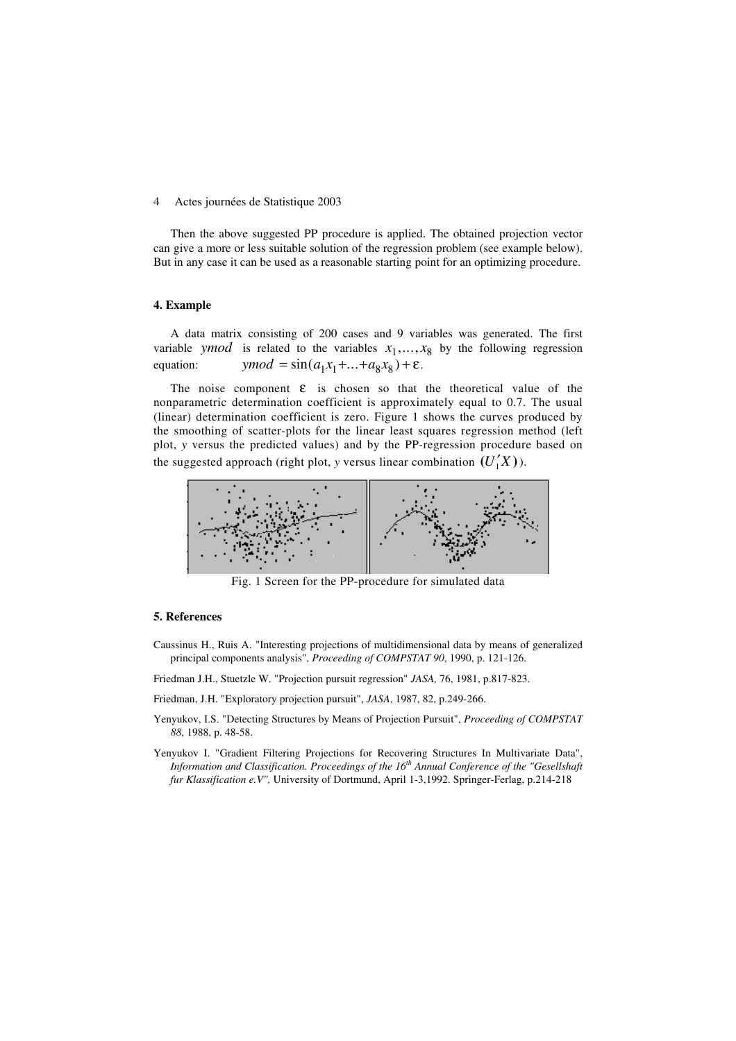Then the above suggested PP procedure is applied. The obtained projection vector can give a more or less suitable solution of the regression problem (see example below). But in any case it can be used as a reasonable starting point for an optimizing procedure.

### 4. Example

A data matrix consisting of 200 cases and 9 variables was generated. The first variable $ymod$ is related to the variables $x_1,\ldots,x_8$ by the following regression equation: $ymod = \sin(a_1x_1 + \ldots + a_8x_8) + \varepsilon$.

The noise component $\varepsilon$ is chosen so that the theoretical value of the nonparametric determination coefficient is approximately equal to 0.7. The usual (linear) determination coefficient is zero. Figure 1 shows the curves produced by the smoothing of scatter-plots for the linear least squares regression method (left plot, *y* versus the predicted values) and by the PP-regression procedure based on the suggested approach (right plot, *y* versus linear combination $(U_1'X)$).

Fig. 1 Screen for the PP-procedure for simulated data

### 5. References

Caussinus H., Ruis A. "Interesting projections of multidimensional data by means of generalized principal components analysis", *Proceeding of COMPSTAT 90*, 1990, p. 121-126.

Friedman J.H., Stuetzle W. "Projection pursuit regression" *JASA,* 76, 1981, p.817-823.

Friedman, J.H. "Exploratory projection pursuit", *JASA*, 1987, 82, p.249-266.

Yenyukov, I.S. "Detecting Structures by Means of Projection Pursuit", *Proceeding of COMPSTAT 88*, 1988, p. 48-58.

Yenyukov I. "Gradient Filtering Projections for Recovering Structures In Multivariate Data", *Information and Classification. Proceedings of the 16th Annual Conference of the "Gesellshaft fur Klassification e.V",* University of Dortmund, April 1-3,1992. Springer-Ferlag, p.214-218